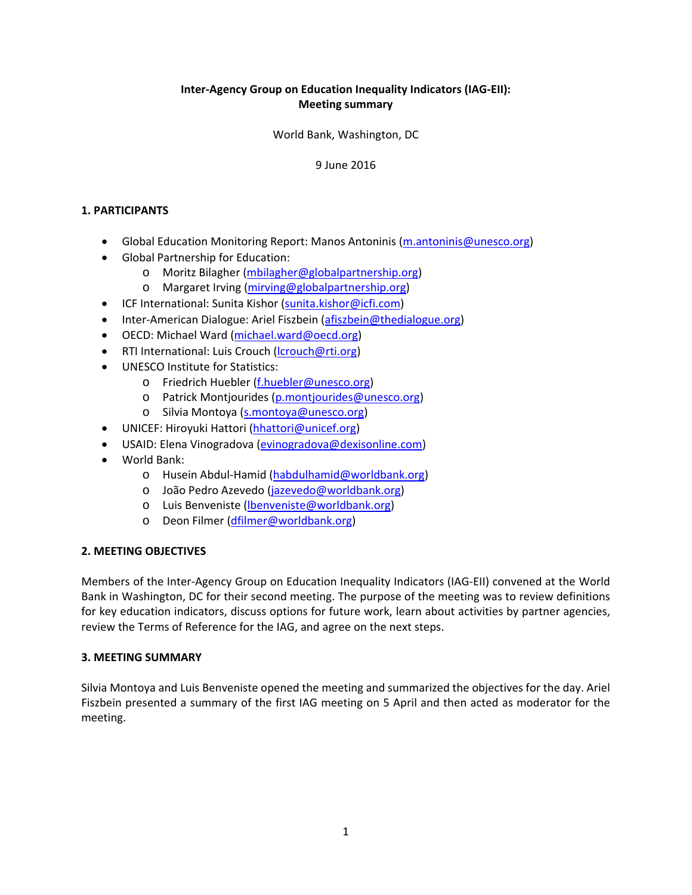**Inter-Agency Group on Education Inequality Indicators (IAG-EII): Meeting summary**

World Bank, Washington, DC

9 June 2016

## 1. PARTICIPANTS

- Global Education Monitoring Report: Manos Antoninis (m.antoninis@unesco.org)
- Global Partnership for Education:
  - Moritz Bilagher (mbilagher@globalpartnership.org)
  - Margaret Irving (mirving@globalpartnership.org)
- ICF International: Sunita Kishor (sunita.kishor@icfi.com)
- Inter-American Dialogue: Ariel Fiszbein (afiszbein@thedialogue.org)
- OECD: Michael Ward (michael.ward@oecd.org)
- RTI International: Luis Crouch (lcrouch@rti.org)
- UNESCO Institute for Statistics:
  - Friedrich Huebler (f.huebler@unesco.org)
  - Patrick Montjourides (p.montjourides@unesco.org)
  - Silvia Montoya (s.montoya@unesco.org)
- UNICEF: Hiroyuki Hattori (hhattori@unicef.org)
- USAID: Elena Vinogradova (evinogradova@dexisonline.com)
- World Bank:
  - Husein Abdul-Hamid (habdulhamid@worldbank.org)
  - João Pedro Azevedo (jazevedo@worldbank.org)
  - Luis Benveniste (lbenveniste@worldbank.org)
  - Deon Filmer (dfilmer@worldbank.org)

## 2. MEETING OBJECTIVES

Members of the Inter-Agency Group on Education Inequality Indicators (IAG-EII) convened at the World Bank in Washington, DC for their second meeting. The purpose of the meeting was to review definitions for key education indicators, discuss options for future work, learn about activities by partner agencies, review the Terms of Reference for the IAG, and agree on the next steps.

## 3. MEETING SUMMARY

Silvia Montoya and Luis Benveniste opened the meeting and summarized the objectives for the day. Ariel Fiszbein presented a summary of the first IAG meeting on 5 April and then acted as moderator for the meeting.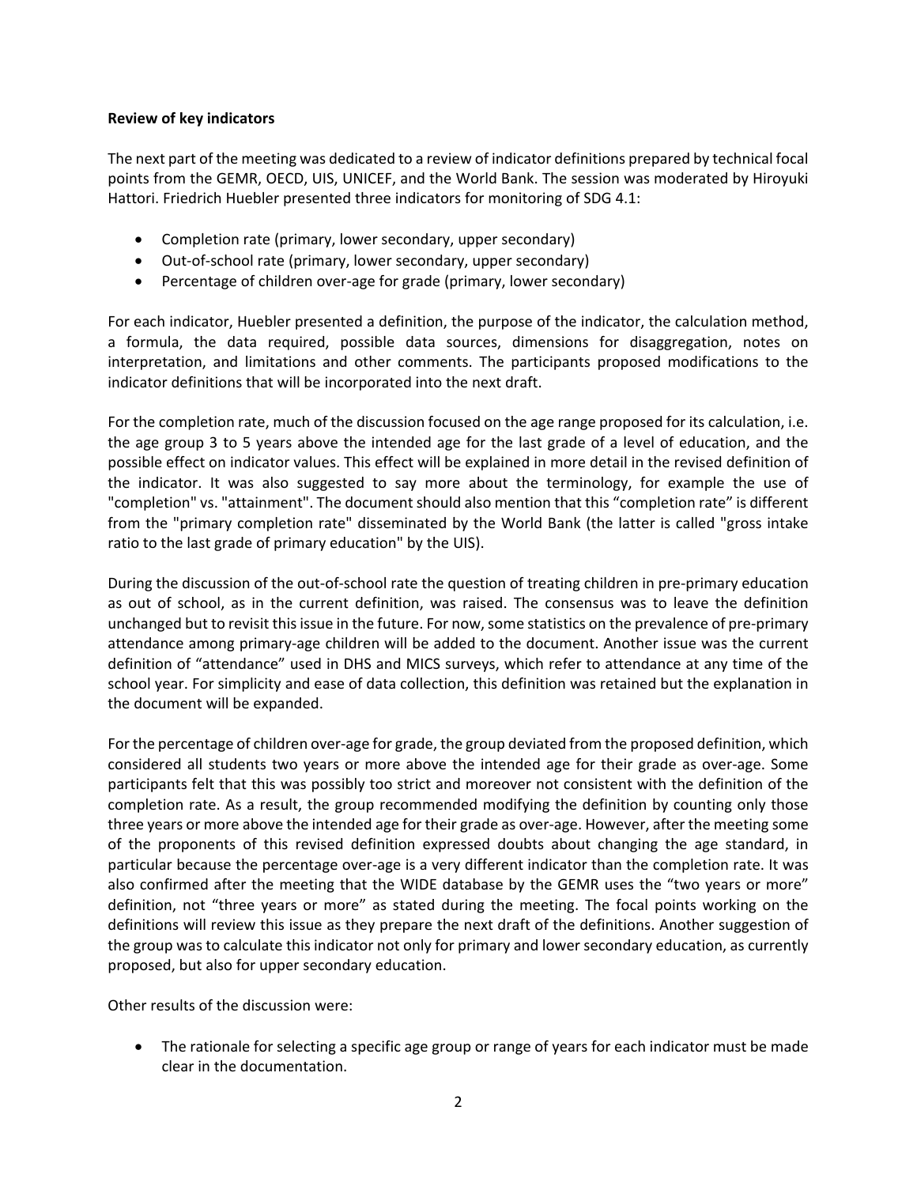**Review of key indicators**

The next part of the meeting was dedicated to a review of indicator definitions prepared by technical focal points from the GEMR, OECD, UIS, UNICEF, and the World Bank. The session was moderated by Hiroyuki Hattori. Friedrich Huebler presented three indicators for monitoring of SDG 4.1:

- Completion rate (primary, lower secondary, upper secondary)
- Out-of-school rate (primary, lower secondary, upper secondary)
- Percentage of children over-age for grade (primary, lower secondary)

For each indicator, Huebler presented a definition, the purpose of the indicator, the calculation method, a formula, the data required, possible data sources, dimensions for disaggregation, notes on interpretation, and limitations and other comments. The participants proposed modifications to the indicator definitions that will be incorporated into the next draft.

For the completion rate, much of the discussion focused on the age range proposed for its calculation, i.e. the age group 3 to 5 years above the intended age for the last grade of a level of education, and the possible effect on indicator values. This effect will be explained in more detail in the revised definition of the indicator. It was also suggested to say more about the terminology, for example the use of "completion" vs. "attainment". The document should also mention that this "completion rate" is different from the "primary completion rate" disseminated by the World Bank (the latter is called "gross intake ratio to the last grade of primary education" by the UIS).

During the discussion of the out-of-school rate the question of treating children in pre-primary education as out of school, as in the current definition, was raised. The consensus was to leave the definition unchanged but to revisit this issue in the future. For now, some statistics on the prevalence of pre-primary attendance among primary-age children will be added to the document. Another issue was the current definition of "attendance" used in DHS and MICS surveys, which refer to attendance at any time of the school year. For simplicity and ease of data collection, this definition was retained but the explanation in the document will be expanded.

For the percentage of children over-age for grade, the group deviated from the proposed definition, which considered all students two years or more above the intended age for their grade as over-age. Some participants felt that this was possibly too strict and moreover not consistent with the definition of the completion rate. As a result, the group recommended modifying the definition by counting only those three years or more above the intended age for their grade as over-age. However, after the meeting some of the proponents of this revised definition expressed doubts about changing the age standard, in particular because the percentage over-age is a very different indicator than the completion rate. It was also confirmed after the meeting that the WIDE database by the GEMR uses the "two years or more" definition, not "three years or more" as stated during the meeting. The focal points working on the definitions will review this issue as they prepare the next draft of the definitions. Another suggestion of the group was to calculate this indicator not only for primary and lower secondary education, as currently proposed, but also for upper secondary education.

Other results of the discussion were:

- The rationale for selecting a specific age group or range of years for each indicator must be made clear in the documentation.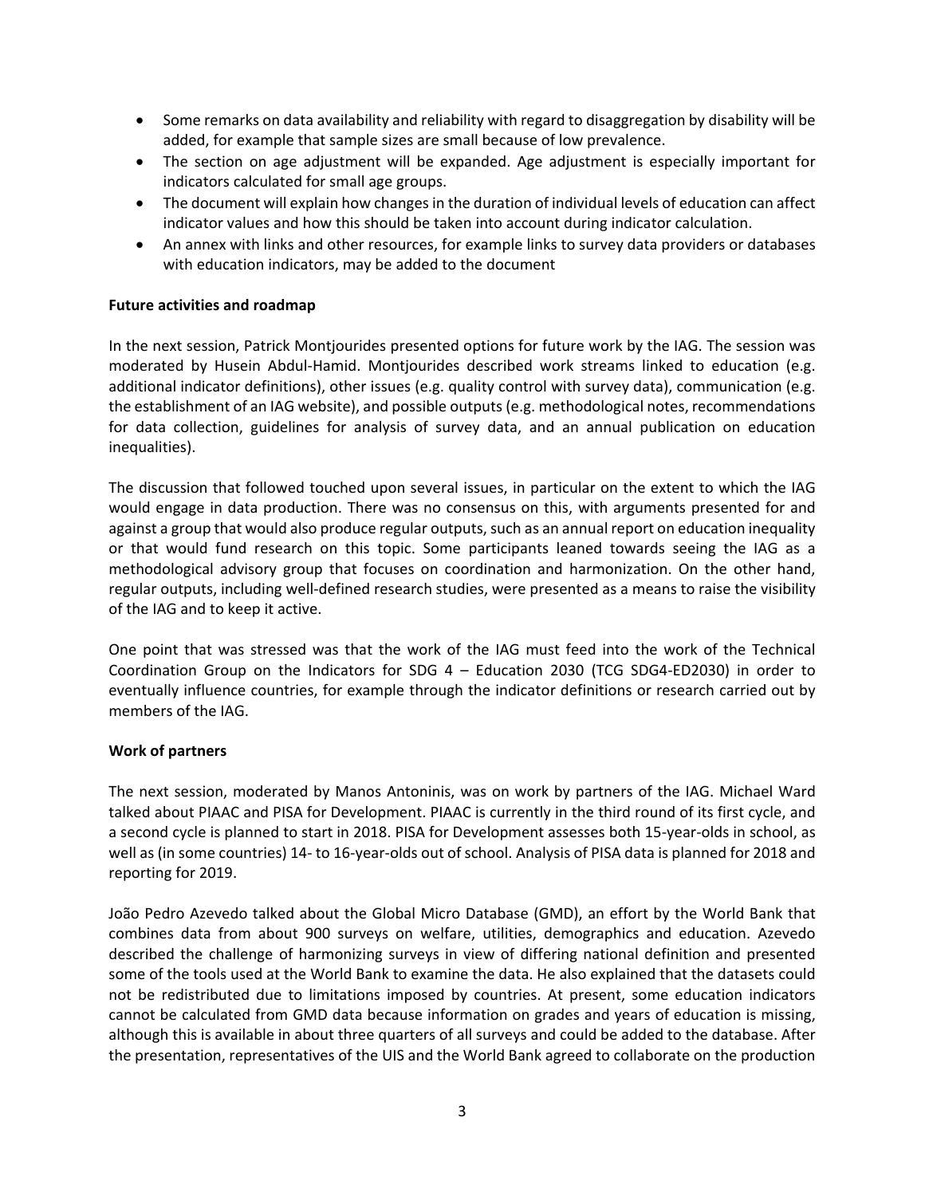- Some remarks on data availability and reliability with regard to disaggregation by disability will be added, for example that sample sizes are small because of low prevalence.
- The section on age adjustment will be expanded. Age adjustment is especially important for indicators calculated for small age groups.
- The document will explain how changes in the duration of individual levels of education can affect indicator values and how this should be taken into account during indicator calculation.
- An annex with links and other resources, for example links to survey data providers or databases with education indicators, may be added to the document

**Future activities and roadmap**

In the next session, Patrick Montjourides presented options for future work by the IAG. The session was moderated by Husein Abdul-Hamid. Montjourides described work streams linked to education (e.g. additional indicator definitions), other issues (e.g. quality control with survey data), communication (e.g. the establishment of an IAG website), and possible outputs (e.g. methodological notes, recommendations for data collection, guidelines for analysis of survey data, and an annual publication on education inequalities).

The discussion that followed touched upon several issues, in particular on the extent to which the IAG would engage in data production. There was no consensus on this, with arguments presented for and against a group that would also produce regular outputs, such as an annual report on education inequality or that would fund research on this topic. Some participants leaned towards seeing the IAG as a methodological advisory group that focuses on coordination and harmonization. On the other hand, regular outputs, including well-defined research studies, were presented as a means to raise the visibility of the IAG and to keep it active.

One point that was stressed was that the work of the IAG must feed into the work of the Technical Coordination Group on the Indicators for SDG 4 – Education 2030 (TCG SDG4-ED2030) in order to eventually influence countries, for example through the indicator definitions or research carried out by members of the IAG.

**Work of partners**

The next session, moderated by Manos Antoninis, was on work by partners of the IAG. Michael Ward talked about PIAAC and PISA for Development. PIAAC is currently in the third round of its first cycle, and a second cycle is planned to start in 2018. PISA for Development assesses both 15-year-olds in school, as well as (in some countries) 14- to 16-year-olds out of school. Analysis of PISA data is planned for 2018 and reporting for 2019.

João Pedro Azevedo talked about the Global Micro Database (GMD), an effort by the World Bank that combines data from about 900 surveys on welfare, utilities, demographics and education. Azevedo described the challenge of harmonizing surveys in view of differing national definition and presented some of the tools used at the World Bank to examine the data. He also explained that the datasets could not be redistributed due to limitations imposed by countries. At present, some education indicators cannot be calculated from GMD data because information on grades and years of education is missing, although this is available in about three quarters of all surveys and could be added to the database. After the presentation, representatives of the UIS and the World Bank agreed to collaborate on the production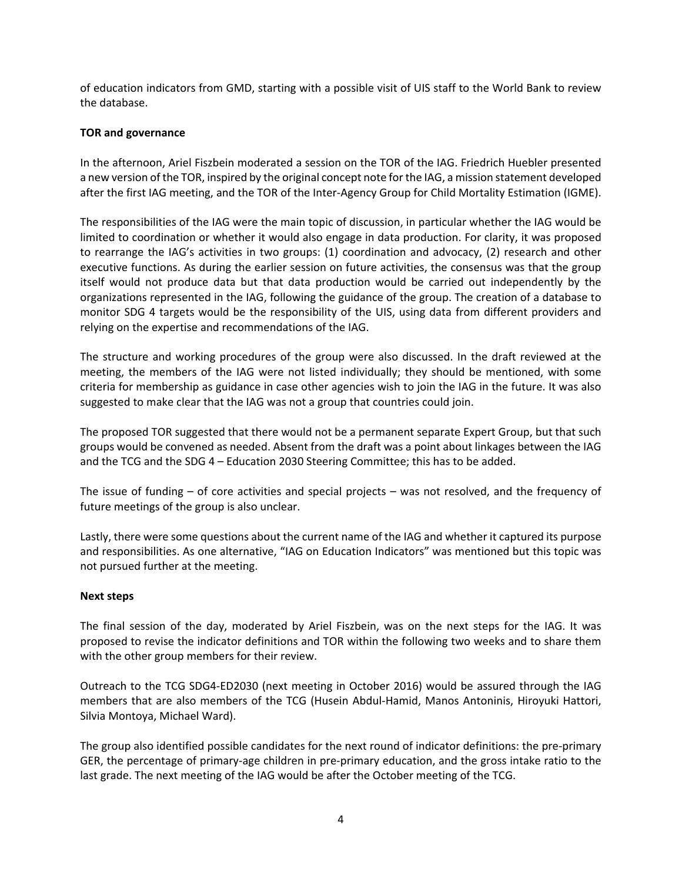of education indicators from GMD, starting with a possible visit of UIS staff to the World Bank to review the database.

**TOR and governance**

In the afternoon, Ariel Fiszbein moderated a session on the TOR of the IAG. Friedrich Huebler presented a new version of the TOR, inspired by the original concept note for the IAG, a mission statement developed after the first IAG meeting, and the TOR of the Inter-Agency Group for Child Mortality Estimation (IGME).

The responsibilities of the IAG were the main topic of discussion, in particular whether the IAG would be limited to coordination or whether it would also engage in data production. For clarity, it was proposed to rearrange the IAG's activities in two groups: (1) coordination and advocacy, (2) research and other executive functions. As during the earlier session on future activities, the consensus was that the group itself would not produce data but that data production would be carried out independently by the organizations represented in the IAG, following the guidance of the group. The creation of a database to monitor SDG 4 targets would be the responsibility of the UIS, using data from different providers and relying on the expertise and recommendations of the IAG.

The structure and working procedures of the group were also discussed. In the draft reviewed at the meeting, the members of the IAG were not listed individually; they should be mentioned, with some criteria for membership as guidance in case other agencies wish to join the IAG in the future. It was also suggested to make clear that the IAG was not a group that countries could join.

The proposed TOR suggested that there would not be a permanent separate Expert Group, but that such groups would be convened as needed. Absent from the draft was a point about linkages between the IAG and the TCG and the SDG 4 – Education 2030 Steering Committee; this has to be added.

The issue of funding – of core activities and special projects – was not resolved, and the frequency of future meetings of the group is also unclear.

Lastly, there were some questions about the current name of the IAG and whether it captured its purpose and responsibilities. As one alternative, "IAG on Education Indicators" was mentioned but this topic was not pursued further at the meeting.

**Next steps**

The final session of the day, moderated by Ariel Fiszbein, was on the next steps for the IAG. It was proposed to revise the indicator definitions and TOR within the following two weeks and to share them with the other group members for their review.

Outreach to the TCG SDG4-ED2030 (next meeting in October 2016) would be assured through the IAG members that are also members of the TCG (Husein Abdul-Hamid, Manos Antoninis, Hiroyuki Hattori, Silvia Montoya, Michael Ward).

The group also identified possible candidates for the next round of indicator definitions: the pre-primary GER, the percentage of primary-age children in pre-primary education, and the gross intake ratio to the last grade. The next meeting of the IAG would be after the October meeting of the TCG.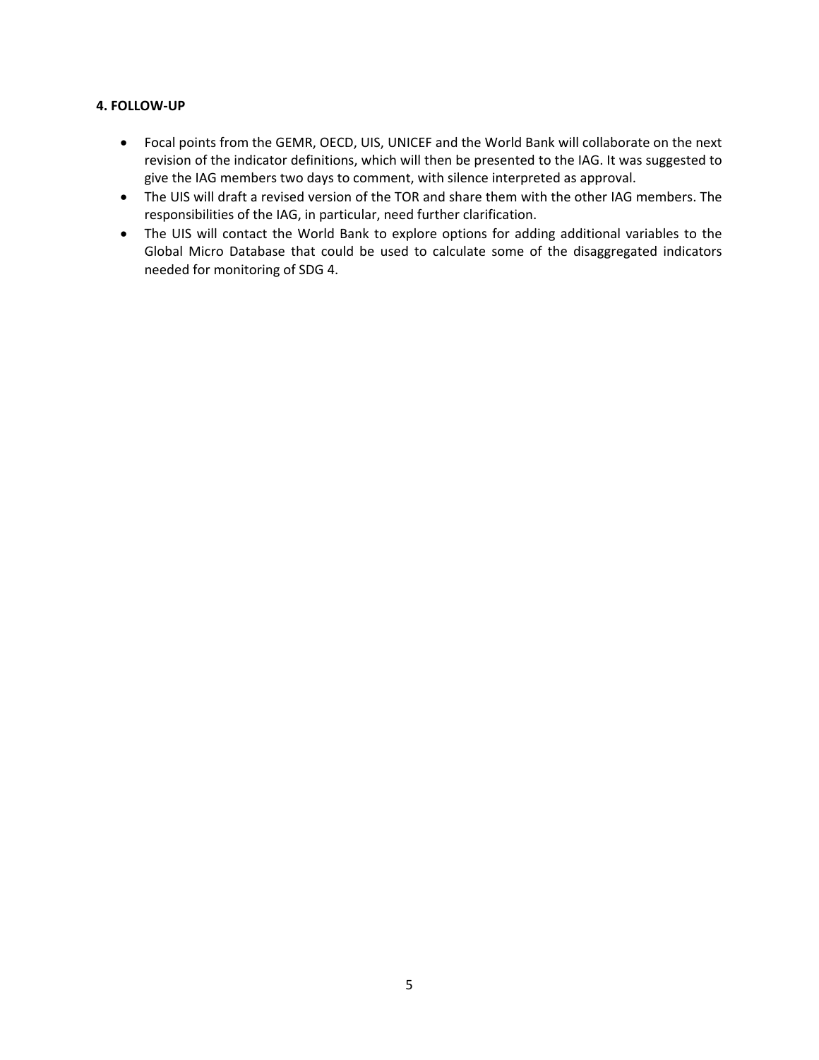**4. FOLLOW-UP**

- Focal points from the GEMR, OECD, UIS, UNICEF and the World Bank will collaborate on the next revision of the indicator definitions, which will then be presented to the IAG. It was suggested to give the IAG members two days to comment, with silence interpreted as approval.
- The UIS will draft a revised version of the TOR and share them with the other IAG members. The responsibilities of the IAG, in particular, need further clarification.
- The UIS will contact the World Bank to explore options for adding additional variables to the Global Micro Database that could be used to calculate some of the disaggregated indicators needed for monitoring of SDG 4.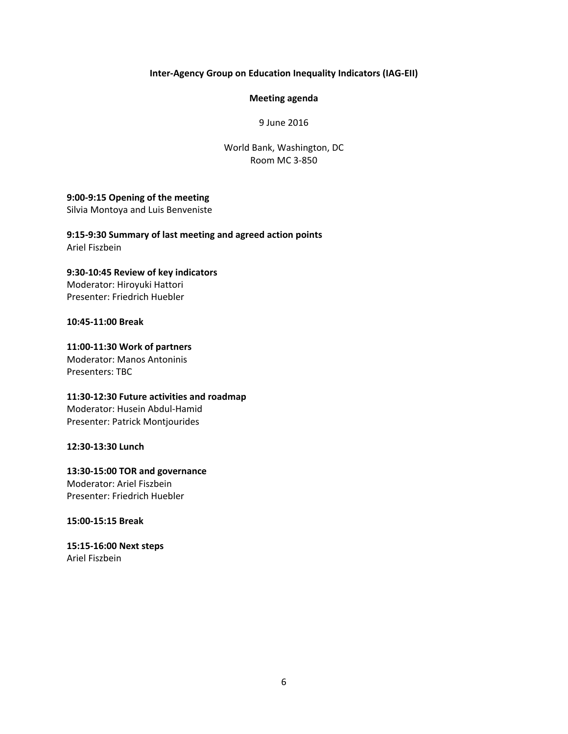**Inter-Agency Group on Education Inequality Indicators (IAG-EII)**

**Meeting agenda**

9 June 2016

World Bank, Washington, DC
Room MC 3-850

**9:00-9:15 Opening of the meeting**
Silvia Montoya and Luis Benveniste

**9:15-9:30 Summary of last meeting and agreed action points**
Ariel Fiszbein

**9:30-10:45 Review of key indicators**
Moderator: Hiroyuki Hattori
Presenter: Friedrich Huebler

**10:45-11:00 Break**

**11:00-11:30 Work of partners**
Moderator: Manos Antoninis
Presenters: TBC

**11:30-12:30 Future activities and roadmap**
Moderator: Husein Abdul-Hamid
Presenter: Patrick Montjourides

**12:30-13:30 Lunch**

**13:30-15:00 TOR and governance**
Moderator: Ariel Fiszbein
Presenter: Friedrich Huebler

**15:00-15:15 Break**

**15:15-16:00 Next steps**
Ariel Fiszbein